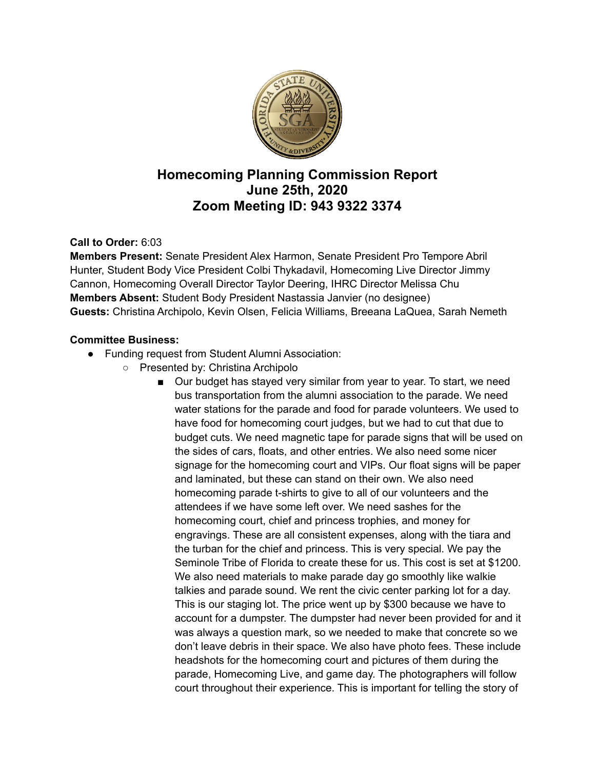# Homecoming Planning Commission Report
# June 25th, 2020
# Zoom Meeting ID: 943 9322 3374

**Call to Order:** 6:03

**Members Present:** Senate President Alex Harmon, Senate President Pro Tempore Abril Hunter, Student Body Vice President Colbi Thykadavil, Homecoming Live Director Jimmy Cannon, Homecoming Overall Director Taylor Deering, IHRC Director Melissa Chu

**Members Absent:** Student Body President Nastassia Janvier (no designee)

**Guests:** Christina Archipolo, Kevin Olsen, Felicia Williams, Breeana LaQuea, Sarah Nemeth

**Committee Business:**

- Funding request from Student Alumni Association:
  - Presented by: Christina Archipolo
    - Our budget has stayed very similar from year to year. To start, we need bus transportation from the alumni association to the parade. We need water stations for the parade and food for parade volunteers. We used to have food for homecoming court judges, but we had to cut that due to budget cuts. We need magnetic tape for parade signs that will be used on the sides of cars, floats, and other entries. We also need some nicer signage for the homecoming court and VIPs. Our float signs will be paper and laminated, but these can stand on their own. We also need homecoming parade t-shirts to give to all of our volunteers and the attendees if we have some left over. We need sashes for the homecoming court, chief and princess trophies, and money for engravings. These are all consistent expenses, along with the tiara and the turban for the chief and princess. This is very special. We pay the Seminole Tribe of Florida to create these for us. This cost is set at $1200. We also need materials to make parade day go smoothly like walkie talkies and parade sound. We rent the civic center parking lot for a day. This is our staging lot. The price went up by $300 because we have to account for a dumpster. The dumpster had never been provided for and it was always a question mark, so we needed to make that concrete so we don't leave debris in their space. We also have photo fees. These include headshots for the homecoming court and pictures of them during the parade, Homecoming Live, and game day. The photographers will follow court throughout their experience. This is important for telling the story of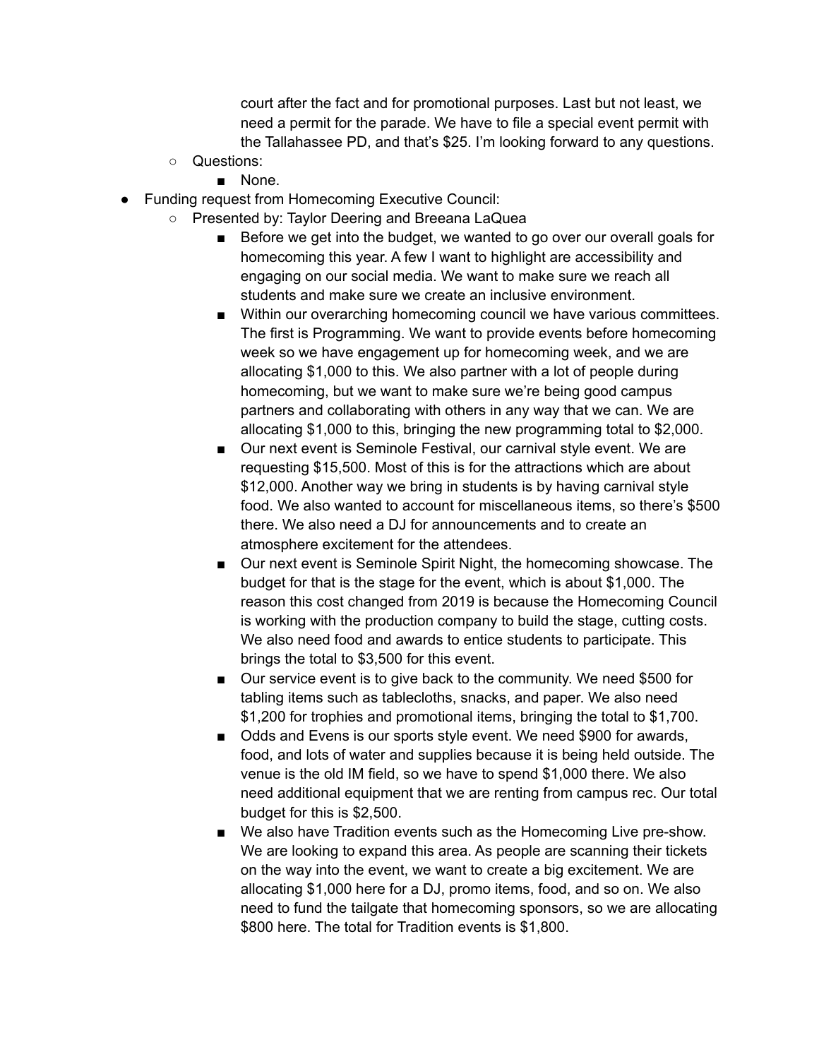court after the fact and for promotional purposes. Last but not least, we need a permit for the parade. We have to file a special event permit with the Tallahassee PD, and that's $25. I'm looking forward to any questions.

- Questions:
  - None.

- Funding request from Homecoming Executive Council:
  - Presented by: Taylor Deering and Breeana LaQuea
    - Before we get into the budget, we wanted to go over our overall goals for homecoming this year. A few I want to highlight are accessibility and engaging on our social media. We want to make sure we reach all students and make sure we create an inclusive environment.
    - Within our overarching homecoming council we have various committees. The first is Programming. We want to provide events before homecoming week so we have engagement up for homecoming week, and we are allocating $1,000 to this. We also partner with a lot of people during homecoming, but we want to make sure we're being good campus partners and collaborating with others in any way that we can. We are allocating $1,000 to this, bringing the new programming total to $2,000.
    - Our next event is Seminole Festival, our carnival style event. We are requesting $15,500. Most of this is for the attractions which are about $12,000. Another way we bring in students is by having carnival style food. We also wanted to account for miscellaneous items, so there's $500 there. We also need a DJ for announcements and to create an atmosphere excitement for the attendees.
    - Our next event is Seminole Spirit Night, the homecoming showcase. The budget for that is the stage for the event, which is about $1,000. The reason this cost changed from 2019 is because the Homecoming Council is working with the production company to build the stage, cutting costs. We also need food and awards to entice students to participate. This brings the total to $3,500 for this event.
    - Our service event is to give back to the community. We need $500 for tabling items such as tablecloths, snacks, and paper. We also need $1,200 for trophies and promotional items, bringing the total to $1,700.
    - Odds and Evens is our sports style event. We need $900 for awards, food, and lots of water and supplies because it is being held outside. The venue is the old IM field, so we have to spend $1,000 there. We also need additional equipment that we are renting from campus rec. Our total budget for this is $2,500.
    - We also have Tradition events such as the Homecoming Live pre-show. We are looking to expand this area. As people are scanning their tickets on the way into the event, we want to create a big excitement. We are allocating $1,000 here for a DJ, promo items, food, and so on. We also need to fund the tailgate that homecoming sponsors, so we are allocating $800 here. The total for Tradition events is $1,800.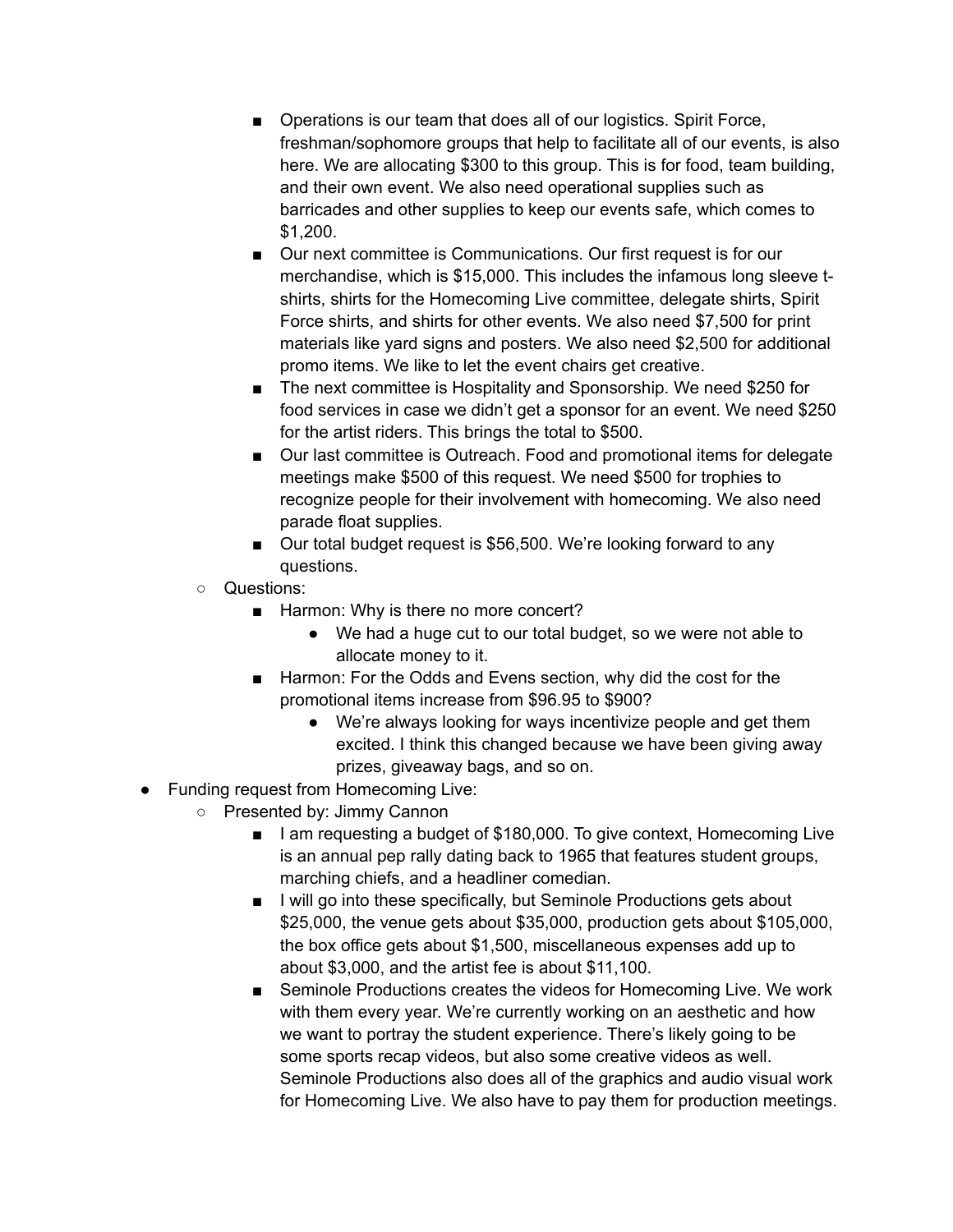- Operations is our team that does all of our logistics. Spirit Force, freshman/sophomore groups that help to facilitate all of our events, is also here. We are allocating $300 to this group. This is for food, team building, and their own event. We also need operational supplies such as barricades and other supplies to keep our events safe, which comes to $1,200.
        - Our next committee is Communications. Our first request is for our merchandise, which is $15,000. This includes the infamous long sleeve t-shirts, shirts for the Homecoming Live committee, delegate shirts, Spirit Force shirts, and shirts for other events. We also need $7,500 for print materials like yard signs and posters. We also need $2,500 for additional promo items. We like to let the event chairs get creative.
        - The next committee is Hospitality and Sponsorship. We need $250 for food services in case we didn't get a sponsor for an event. We need $250 for the artist riders. This brings the total to $500.
        - Our last committee is Outreach. Food and promotional items for delegate meetings make $500 of this request. We need $500 for trophies to recognize people for their involvement with homecoming. We also need parade float supplies.
        - Our total budget request is $56,500. We're looking forward to any questions.
    - Questions:
        - Harmon: Why is there no more concert?
            - We had a huge cut to our total budget, so we were not able to allocate money to it.
        - Harmon: For the Odds and Evens section, why did the cost for the promotional items increase from $96.95 to $900?
            - We're always looking for ways incentivize people and get them excited. I think this changed because we have been giving away prizes, giveaway bags, and so on.
- Funding request from Homecoming Live:
    - Presented by: Jimmy Cannon
        - I am requesting a budget of $180,000. To give context, Homecoming Live is an annual pep rally dating back to 1965 that features student groups, marching chiefs, and a headliner comedian.
        - I will go into these specifically, but Seminole Productions gets about $25,000, the venue gets about $35,000, production gets about $105,000, the box office gets about $1,500, miscellaneous expenses add up to about $3,000, and the artist fee is about $11,100.
        - Seminole Productions creates the videos for Homecoming Live. We work with them every year. We're currently working on an aesthetic and how we want to portray the student experience. There's likely going to be some sports recap videos, but also some creative videos as well. Seminole Productions also does all of the graphics and audio visual work for Homecoming Live. We also have to pay them for production meetings.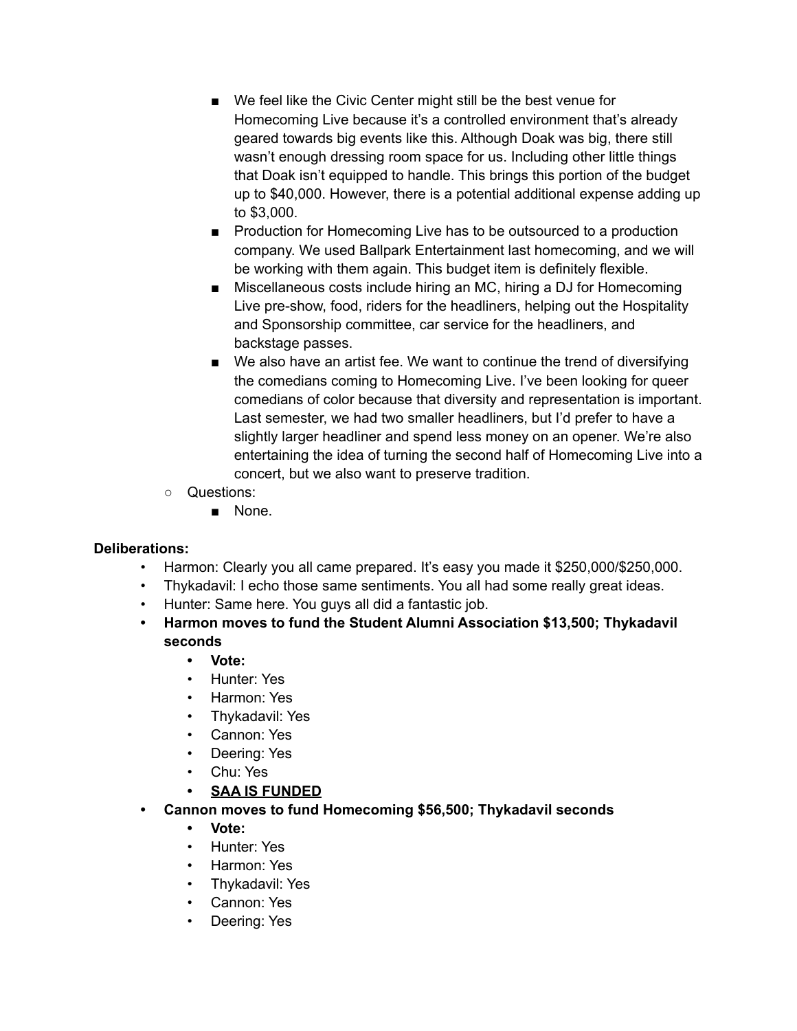- We feel like the Civic Center might still be the best venue for Homecoming Live because it's a controlled environment that's already geared towards big events like this. Although Doak was big, there still wasn't enough dressing room space for us. Including other little things that Doak isn't equipped to handle. This brings this portion of the budget up to $40,000. However, there is a potential additional expense adding up to $3,000.
        - Production for Homecoming Live has to be outsourced to a production company. We used Ballpark Entertainment last homecoming, and we will be working with them again. This budget item is definitely flexible.
        - Miscellaneous costs include hiring an MC, hiring a DJ for Homecoming Live pre-show, food, riders for the headliners, helping out the Hospitality and Sponsorship committee, car service for the headliners, and backstage passes.
        - We also have an artist fee. We want to continue the trend of diversifying the comedians coming to Homecoming Live. I've been looking for queer comedians of color because that diversity and representation is important. Last semester, we had two smaller headliners, but I'd prefer to have a slightly larger headliner and spend less money on an opener. We're also entertaining the idea of turning the second half of Homecoming Live into a concert, but we also want to preserve tradition.
    - Questions:
        - None.

**Deliberations:**

- Harmon: Clearly you all came prepared. It's easy you made it $250,000/$250,000.
- Thykadavil: I echo those same sentiments. You all had some really great ideas.
- Hunter: Same here. You guys all did a fantastic job.
- **Harmon moves to fund the Student Alumni Association $13,500; Thykadavil seconds**
    - **Vote:**
    - Hunter: Yes
    - Harmon: Yes
    - Thykadavil: Yes
    - Cannon: Yes
    - Deering: Yes
    - Chu: Yes
    - **<u>SAA IS FUNDED</u>**
- **Cannon moves to fund Homecoming $56,500; Thykadavil seconds**
    - **Vote:**
    - Hunter: Yes
    - Harmon: Yes
    - Thykadavil: Yes
    - Cannon: Yes
    - Deering: Yes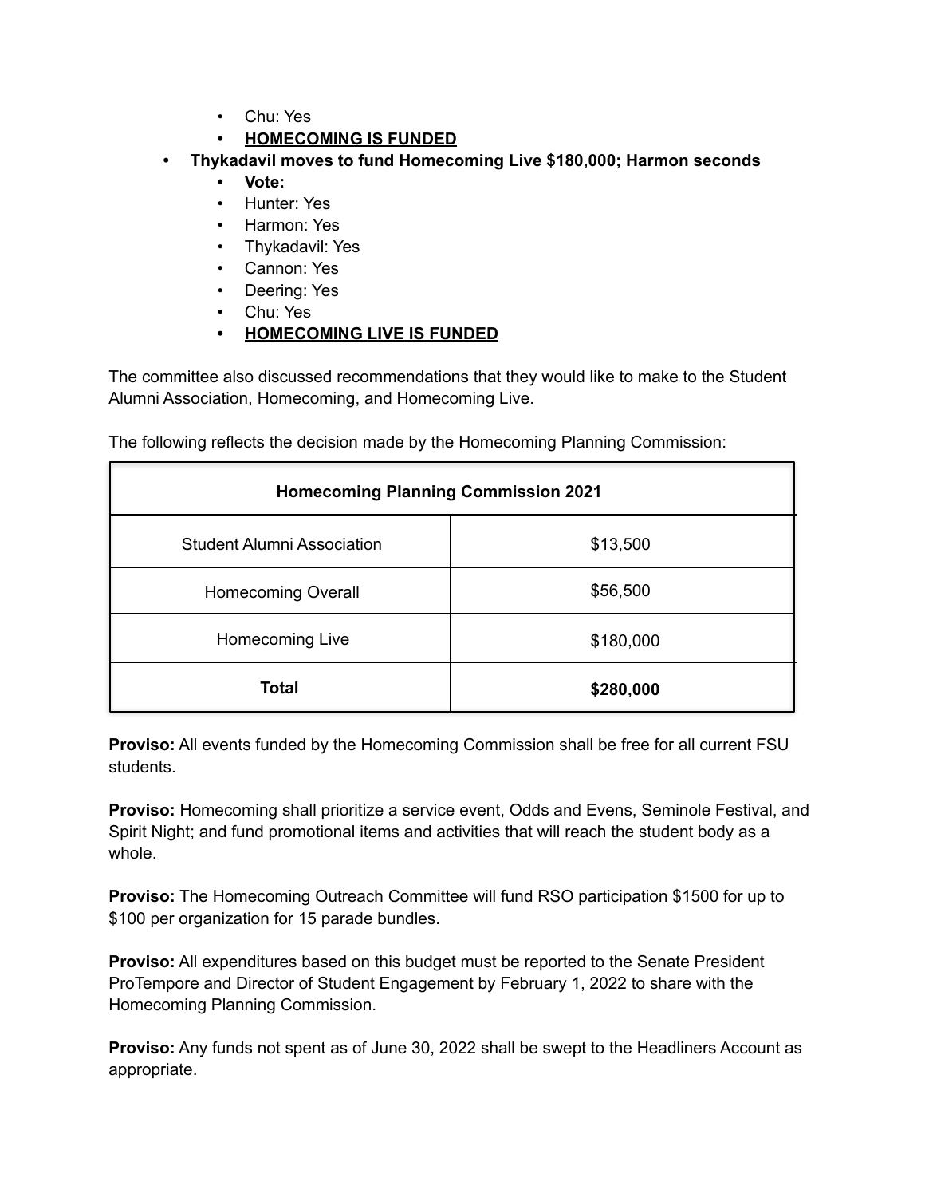- Chu: Yes
    - **<u>HOMECOMING IS FUNDED</u>**
- **Thykadavil moves to fund Homecoming Live $180,000; Harmon seconds**
    - **Vote:**
    - Hunter: Yes
    - Harmon: Yes
    - Thykadavil: Yes
    - Cannon: Yes
    - Deering: Yes
    - Chu: Yes
    - **<u>HOMECOMING LIVE IS FUNDED</u>**

The committee also discussed recommendations that they would like to make to the Student Alumni Association, Homecoming, and Homecoming Live.

The following reflects the decision made by the Homecoming Planning Commission:

| **Homecoming Planning Commission 2021** | |
|---|---|
| Student Alumni Association | $13,500 |
| Homecoming Overall | $56,500 |
| Homecoming Live | $180,000 |
| **Total** | **$280,000** |

**Proviso:** All events funded by the Homecoming Commission shall be free for all current FSU students.

**Proviso:** Homecoming shall prioritize a service event, Odds and Evens, Seminole Festival, and Spirit Night; and fund promotional items and activities that will reach the student body as a whole.

**Proviso:** The Homecoming Outreach Committee will fund RSO participation $1500 for up to $100 per organization for 15 parade bundles.

**Proviso:** All expenditures based on this budget must be reported to the Senate President ProTempore and Director of Student Engagement by February 1, 2022 to share with the Homecoming Planning Commission.

**Proviso:** Any funds not spent as of June 30, 2022 shall be swept to the Headliners Account as appropriate.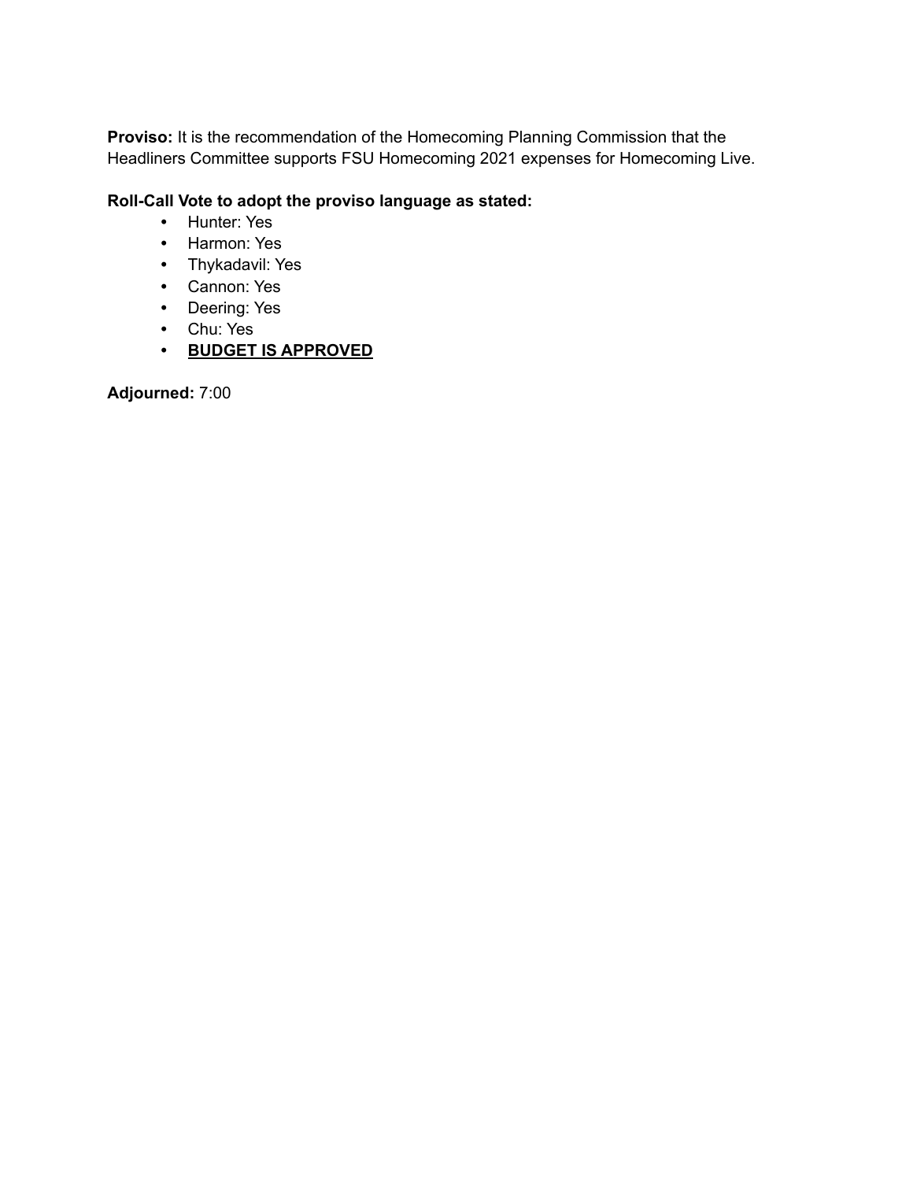**Proviso:** It is the recommendation of the Homecoming Planning Commission that the Headliners Committee supports FSU Homecoming 2021 expenses for Homecoming Live.

**Roll-Call Vote to adopt the proviso language as stated:**

- Hunter: Yes
- Harmon: Yes
- Thykadavil: Yes
- Cannon: Yes
- Deering: Yes
- Chu: Yes
- **BUDGET IS APPROVED**

**Adjourned:** 7:00